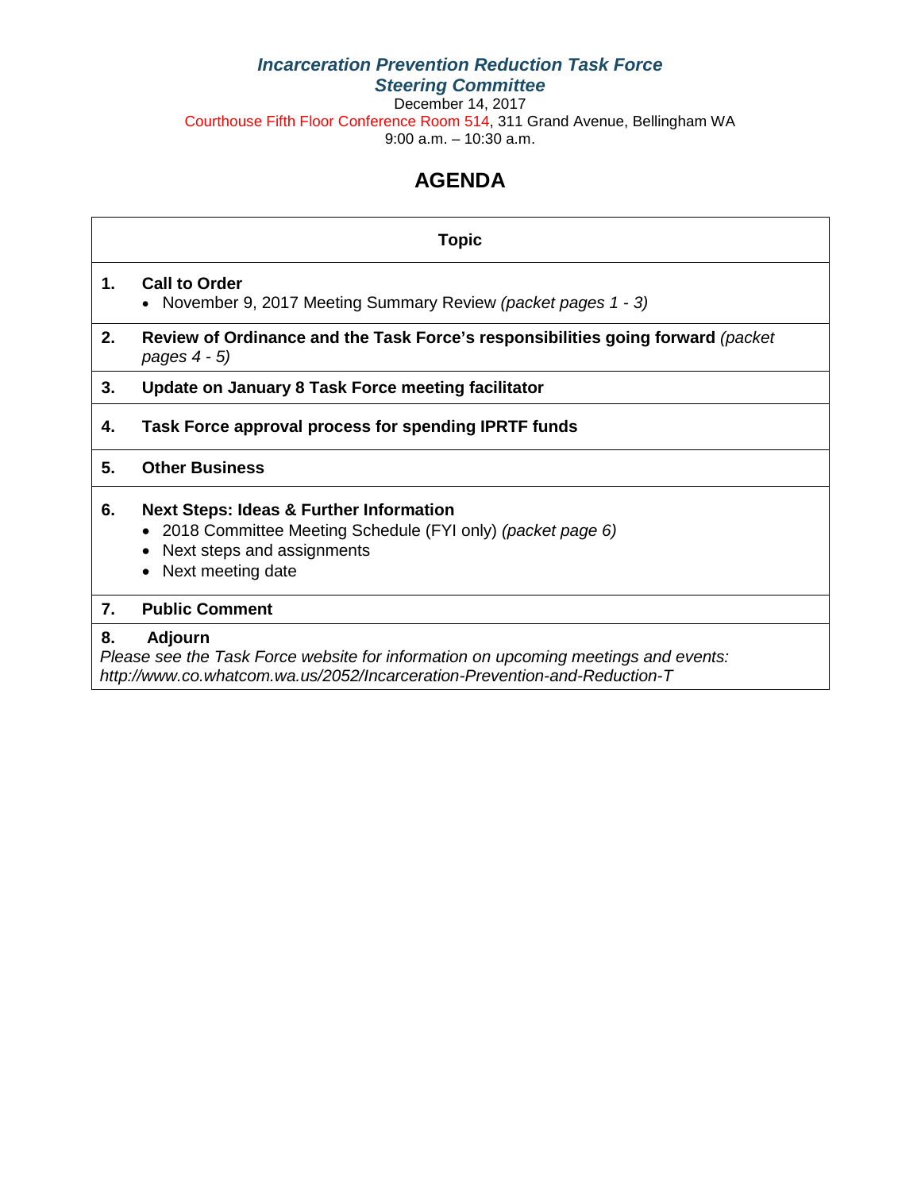***Incarceration Prevention Reduction Task Force***
***Steering Committee***

December 14, 2017
Courthouse Fifth Floor Conference Room 514, 311 Grand Avenue, Bellingham WA
9:00 a.m. – 10:30 a.m.

# AGENDA

| | Topic |
|---|---|
| **1.** | **Call to Order**<br>• November 9, 2017 Meeting Summary Review *(packet pages 1 - 3)* |
| **2.** | **Review of Ordinance and the Task Force's responsibilities going forward** *(packet pages 4 - 5)* |
| **3.** | **Update on January 8 Task Force meeting facilitator** |
| **4.** | **Task Force approval process for spending IPRTF funds** |
| **5.** | **Other Business** |
| **6.** | **Next Steps: Ideas & Further Information**<br>• 2018 Committee Meeting Schedule (FYI only) *(packet page 6)*<br>• Next steps and assignments<br>• Next meeting date |
| **7.** | **Public Comment** |
| **8.** | **Adjourn**<br>*Please see the Task Force website for information on upcoming meetings and events: http://www.co.whatcom.wa.us/2052/Incarceration-Prevention-and-Reduction-T* |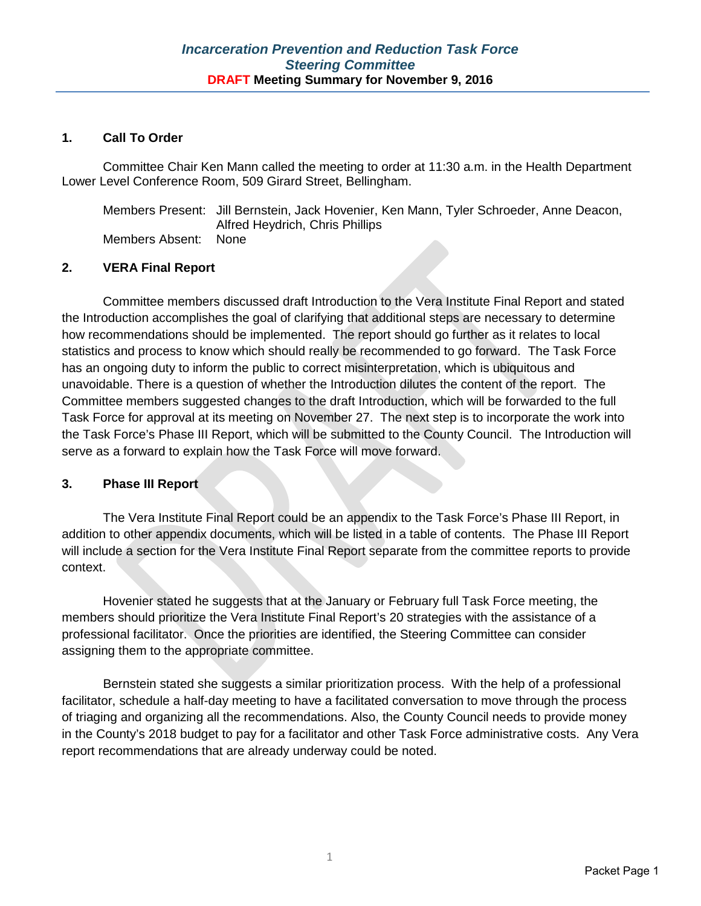*Incarceration Prevention and Reduction Task Force*
*Steering Committee*
**DRAFT Meeting Summary for November 9, 2016**

### 1. Call To Order

Committee Chair Ken Mann called the meeting to order at 11:30 a.m. in the Health Department Lower Level Conference Room, 509 Girard Street, Bellingham.

Members Present: Jill Bernstein, Jack Hovenier, Ken Mann, Tyler Schroeder, Anne Deacon, Alfred Heydrich, Chris Phillips
Members Absent: None

### 2. VERA Final Report

Committee members discussed draft Introduction to the Vera Institute Final Report and stated the Introduction accomplishes the goal of clarifying that additional steps are necessary to determine how recommendations should be implemented. The report should go further as it relates to local statistics and process to know which should really be recommended to go forward. The Task Force has an ongoing duty to inform the public to correct misinterpretation, which is ubiquitous and unavoidable. There is a question of whether the Introduction dilutes the content of the report. The Committee members suggested changes to the draft Introduction, which will be forwarded to the full Task Force for approval at its meeting on November 27. The next step is to incorporate the work into the Task Force's Phase III Report, which will be submitted to the County Council. The Introduction will serve as a forward to explain how the Task Force will move forward.

### 3. Phase III Report

The Vera Institute Final Report could be an appendix to the Task Force's Phase III Report, in addition to other appendix documents, which will be listed in a table of contents. The Phase III Report will include a section for the Vera Institute Final Report separate from the committee reports to provide context.

Hovenier stated he suggests that at the January or February full Task Force meeting, the members should prioritize the Vera Institute Final Report's 20 strategies with the assistance of a professional facilitator. Once the priorities are identified, the Steering Committee can consider assigning them to the appropriate committee.

Bernstein stated she suggests a similar prioritization process. With the help of a professional facilitator, schedule a half-day meeting to have a facilitated conversation to move through the process of triaging and organizing all the recommendations. Also, the County Council needs to provide money in the County's 2018 budget to pay for a facilitator and other Task Force administrative costs. Any Vera report recommendations that are already underway could be noted.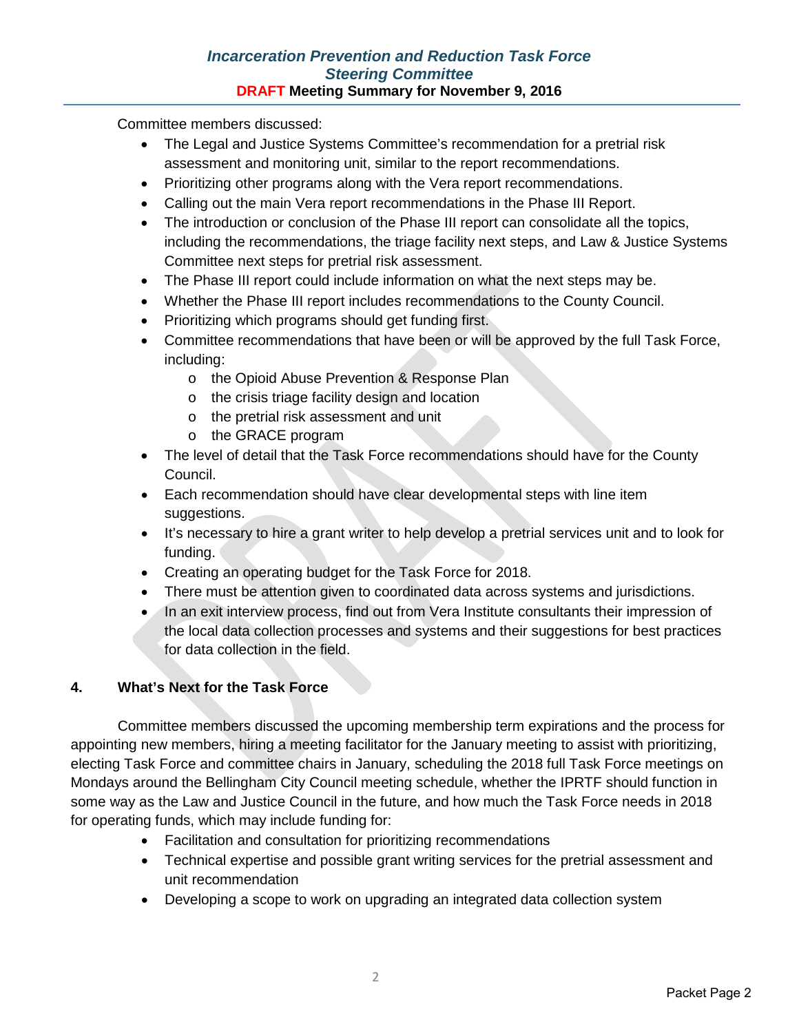Committee members discussed:

- The Legal and Justice Systems Committee's recommendation for a pretrial risk assessment and monitoring unit, similar to the report recommendations.
- Prioritizing other programs along with the Vera report recommendations.
- Calling out the main Vera report recommendations in the Phase III Report.
- The introduction or conclusion of the Phase III report can consolidate all the topics, including the recommendations, the triage facility next steps, and Law & Justice Systems Committee next steps for pretrial risk assessment.
- The Phase III report could include information on what the next steps may be.
- Whether the Phase III report includes recommendations to the County Council.
- Prioritizing which programs should get funding first.
- Committee recommendations that have been or will be approved by the full Task Force, including:
  - the Opioid Abuse Prevention & Response Plan
  - the crisis triage facility design and location
  - the pretrial risk assessment and unit
  - the GRACE program
- The level of detail that the Task Force recommendations should have for the County Council.
- Each recommendation should have clear developmental steps with line item suggestions.
- It's necessary to hire a grant writer to help develop a pretrial services unit and to look for funding.
- Creating an operating budget for the Task Force for 2018.
- There must be attention given to coordinated data across systems and jurisdictions.
- In an exit interview process, find out from Vera Institute consultants their impression of the local data collection processes and systems and their suggestions for best practices for data collection in the field.

## 4. What's Next for the Task Force

Committee members discussed the upcoming membership term expirations and the process for appointing new members, hiring a meeting facilitator for the January meeting to assist with prioritizing, electing Task Force and committee chairs in January, scheduling the 2018 full Task Force meetings on Mondays around the Bellingham City Council meeting schedule, whether the IPRTF should function in some way as the Law and Justice Council in the future, and how much the Task Force needs in 2018 for operating funds, which may include funding for:

- Facilitation and consultation for prioritizing recommendations
- Technical expertise and possible grant writing services for the pretrial assessment and unit recommendation
- Developing a scope to work on upgrading an integrated data collection system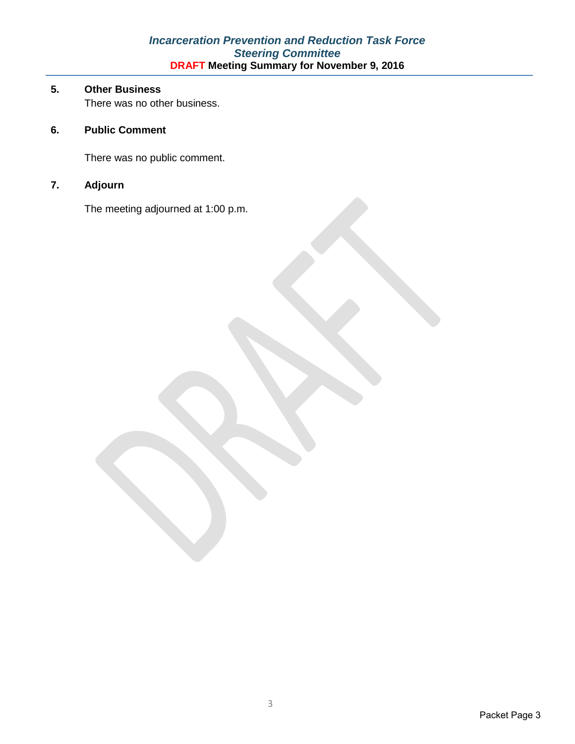## 5. Other Business

There was no other business.

## 6. Public Comment

There was no public comment.

## 7. Adjourn

The meeting adjourned at 1:00 p.m.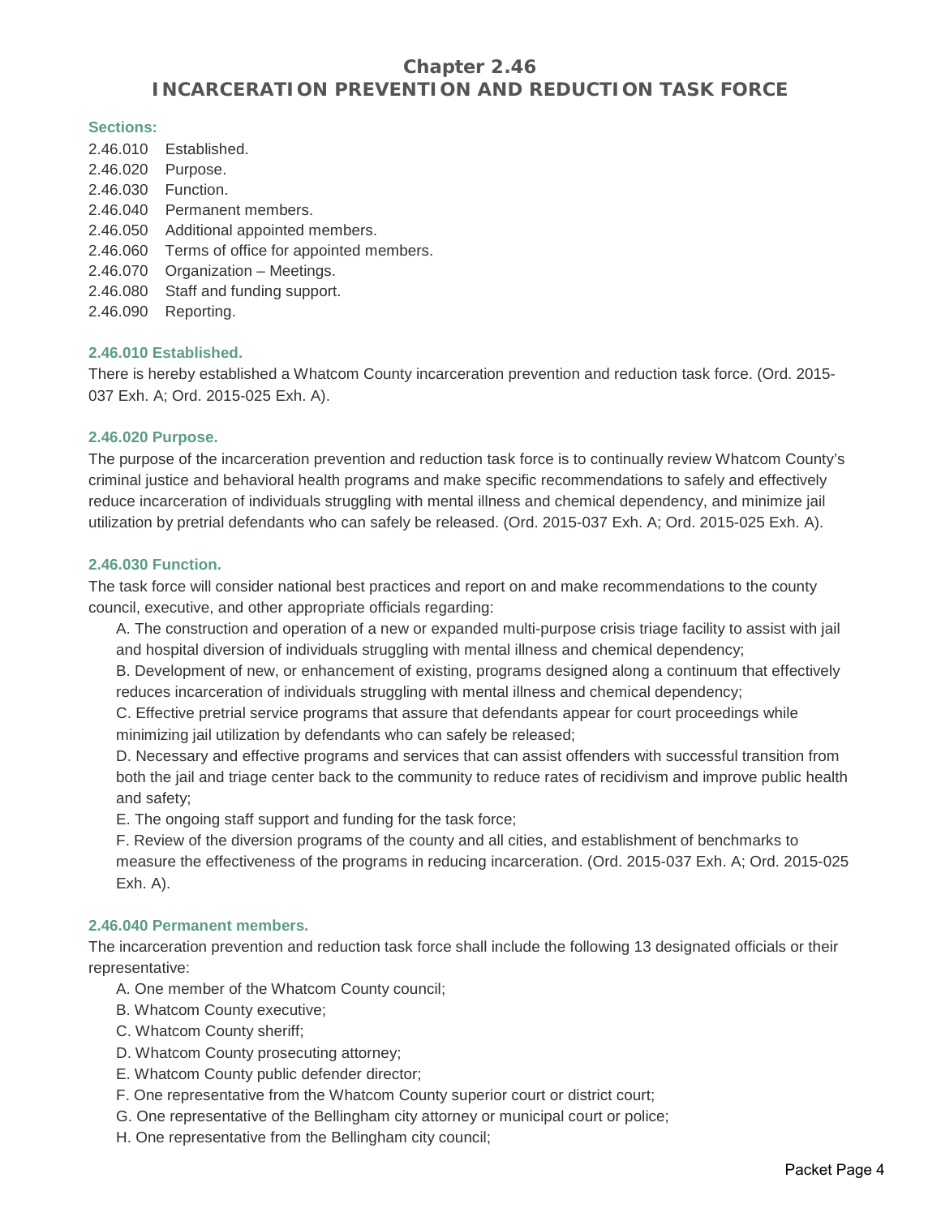# Chapter 2.46
# INCARCERATION PREVENTION AND REDUCTION TASK FORCE

**Sections:**

2.46.010 Established.
2.46.020 Purpose.
2.46.030 Function.
2.46.040 Permanent members.
2.46.050 Additional appointed members.
2.46.060 Terms of office for appointed members.
2.46.070 Organization – Meetings.
2.46.080 Staff and funding support.
2.46.090 Reporting.

### 2.46.010 Established.

There is hereby established a Whatcom County incarceration prevention and reduction task force. (Ord. 2015-037 Exh. A; Ord. 2015-025 Exh. A).

### 2.46.020 Purpose.

The purpose of the incarceration prevention and reduction task force is to continually review Whatcom County's criminal justice and behavioral health programs and make specific recommendations to safely and effectively reduce incarceration of individuals struggling with mental illness and chemical dependency, and minimize jail utilization by pretrial defendants who can safely be released. (Ord. 2015-037 Exh. A; Ord. 2015-025 Exh. A).

### 2.46.030 Function.

The task force will consider national best practices and report on and make recommendations to the county council, executive, and other appropriate officials regarding:

A. The construction and operation of a new or expanded multi-purpose crisis triage facility to assist with jail and hospital diversion of individuals struggling with mental illness and chemical dependency;

B. Development of new, or enhancement of existing, programs designed along a continuum that effectively reduces incarceration of individuals struggling with mental illness and chemical dependency;

C. Effective pretrial service programs that assure that defendants appear for court proceedings while minimizing jail utilization by defendants who can safely be released;

D. Necessary and effective programs and services that can assist offenders with successful transition from both the jail and triage center back to the community to reduce rates of recidivism and improve public health and safety;

E. The ongoing staff support and funding for the task force;

F. Review of the diversion programs of the county and all cities, and establishment of benchmarks to measure the effectiveness of the programs in reducing incarceration. (Ord. 2015-037 Exh. A; Ord. 2015-025 Exh. A).

### 2.46.040 Permanent members.

The incarceration prevention and reduction task force shall include the following 13 designated officials or their representative:

A. One member of the Whatcom County council;
B. Whatcom County executive;
C. Whatcom County sheriff;
D. Whatcom County prosecuting attorney;
E. Whatcom County public defender director;
F. One representative from the Whatcom County superior court or district court;
G. One representative of the Bellingham city attorney or municipal court or police;
H. One representative from the Bellingham city council;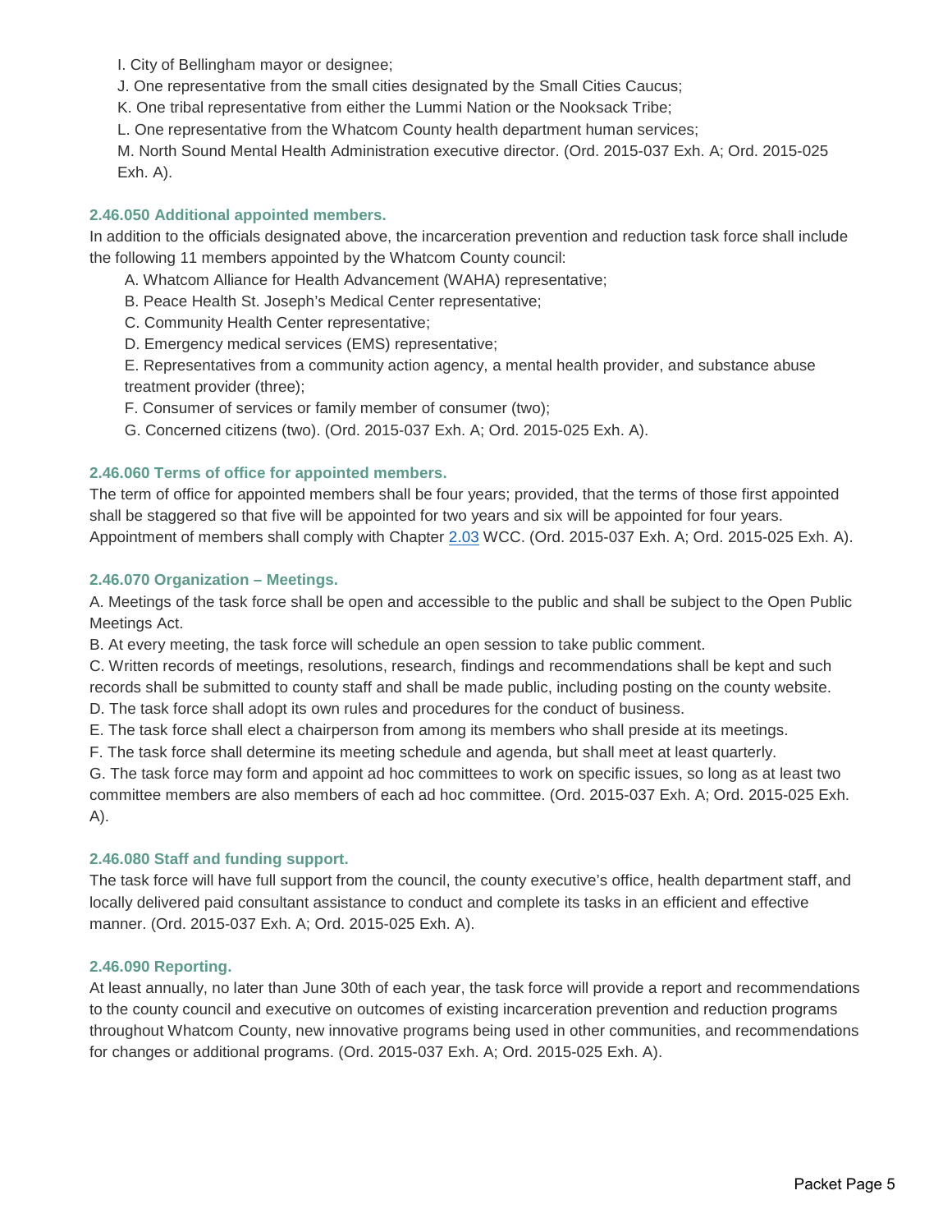I. City of Bellingham mayor or designee;

J. One representative from the small cities designated by the Small Cities Caucus;

K. One tribal representative from either the Lummi Nation or the Nooksack Tribe;

L. One representative from the Whatcom County health department human services;

M. North Sound Mental Health Administration executive director. (Ord. 2015-037 Exh. A; Ord. 2015-025 Exh. A).

### 2.46.050 Additional appointed members.

In addition to the officials designated above, the incarceration prevention and reduction task force shall include the following 11 members appointed by the Whatcom County council:

A. Whatcom Alliance for Health Advancement (WAHA) representative;

B. Peace Health St. Joseph's Medical Center representative;

C. Community Health Center representative;

D. Emergency medical services (EMS) representative;

E. Representatives from a community action agency, a mental health provider, and substance abuse treatment provider (three);

F. Consumer of services or family member of consumer (two);

G. Concerned citizens (two). (Ord. 2015-037 Exh. A; Ord. 2015-025 Exh. A).

### 2.46.060 Terms of office for appointed members.

The term of office for appointed members shall be four years; provided, that the terms of those first appointed shall be staggered so that five will be appointed for two years and six will be appointed for four years. Appointment of members shall comply with Chapter 2.03 WCC. (Ord. 2015-037 Exh. A; Ord. 2015-025 Exh. A).

### 2.46.070 Organization – Meetings.

A. Meetings of the task force shall be open and accessible to the public and shall be subject to the Open Public Meetings Act.

B. At every meeting, the task force will schedule an open session to take public comment.

C. Written records of meetings, resolutions, research, findings and recommendations shall be kept and such records shall be submitted to county staff and shall be made public, including posting on the county website.

D. The task force shall adopt its own rules and procedures for the conduct of business.

E. The task force shall elect a chairperson from among its members who shall preside at its meetings.

F. The task force shall determine its meeting schedule and agenda, but shall meet at least quarterly.

G. The task force may form and appoint ad hoc committees to work on specific issues, so long as at least two committee members are also members of each ad hoc committee. (Ord. 2015-037 Exh. A; Ord. 2015-025 Exh. A).

### 2.46.080 Staff and funding support.

The task force will have full support from the council, the county executive's office, health department staff, and locally delivered paid consultant assistance to conduct and complete its tasks in an efficient and effective manner. (Ord. 2015-037 Exh. A; Ord. 2015-025 Exh. A).

### 2.46.090 Reporting.

At least annually, no later than June 30th of each year, the task force will provide a report and recommendations to the county council and executive on outcomes of existing incarceration prevention and reduction programs throughout Whatcom County, new innovative programs being used in other communities, and recommendations for changes or additional programs. (Ord. 2015-037 Exh. A; Ord. 2015-025 Exh. A).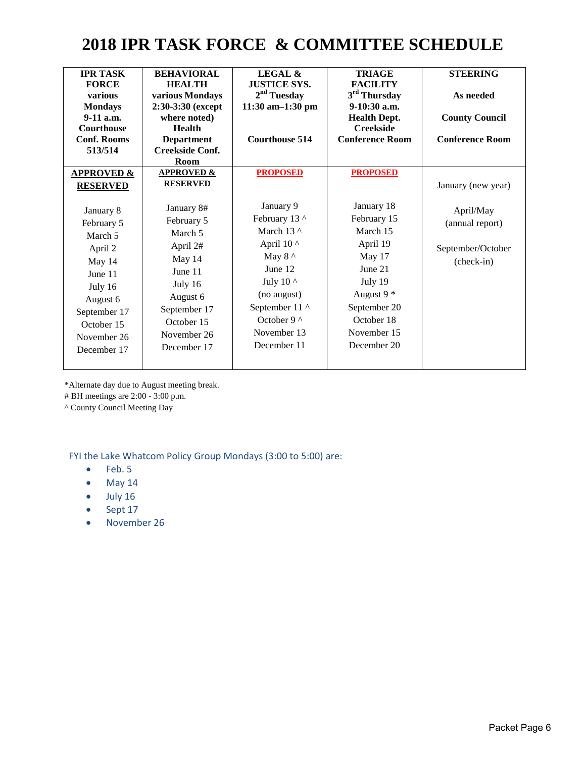# 2018 IPR TASK FORCE & COMMITTEE SCHEDULE

| **IPR TASK FORCE** various Mondays 9-11 a.m. Courthouse Conf. Rooms 513/514 | **BEHAVIORAL HEALTH** various Mondays 2:30-3:30 (except where noted) Health Department Creekside Conf. Room | **LEGAL & JUSTICE SYS.** 2nd Tuesday 11:30 am–1:30 pm Courthouse 514 | **TRIAGE FACILITY** 3rd Thursday 9-10:30 a.m. Health Dept. Creekside Conference Room | **STEERING** As needed County Council Conference Room |
|---|---|---|---|---|
| **APPROVED & RESERVED** | **APPROVED & RESERVED** | **PROPOSED** | **PROPOSED** | |
| January 8 | January 8# | January 9 | January 18 | January (new year) |
| February 5 | February 5 | February 13 ^ | February 15 | April/May (annual report) |
| March 5 | March 5 | March 13 ^ | March 15 | September/October (check-in) |
| April 2 | April 2# | April 10 ^ | April 19 | |
| May 14 | May 14 | May 8 ^ | May 17 | |
| June 11 | June 11 | June 12 | June 21 | |
| July 16 | July 16 | July 10 ^ | July 19 | |
| August 6 | August 6 | (no august) | August 9 * | |
| September 17 | September 17 | September 11 ^ | September 20 | |
| October 15 | October 15 | October 9 ^ | October 18 | |
| November 26 | November 26 | November 13 | November 15 | |
| December 17 | December 17 | December 11 | December 20 | |

*Alternate day due to August meeting break.

# BH meetings are 2:00 - 3:00 p.m.

^ County Council Meeting Day

FYI the Lake Whatcom Policy Group Mondays (3:00 to 5:00) are:

- Feb. 5
- May 14
- July 16
- Sept 17
- November 26